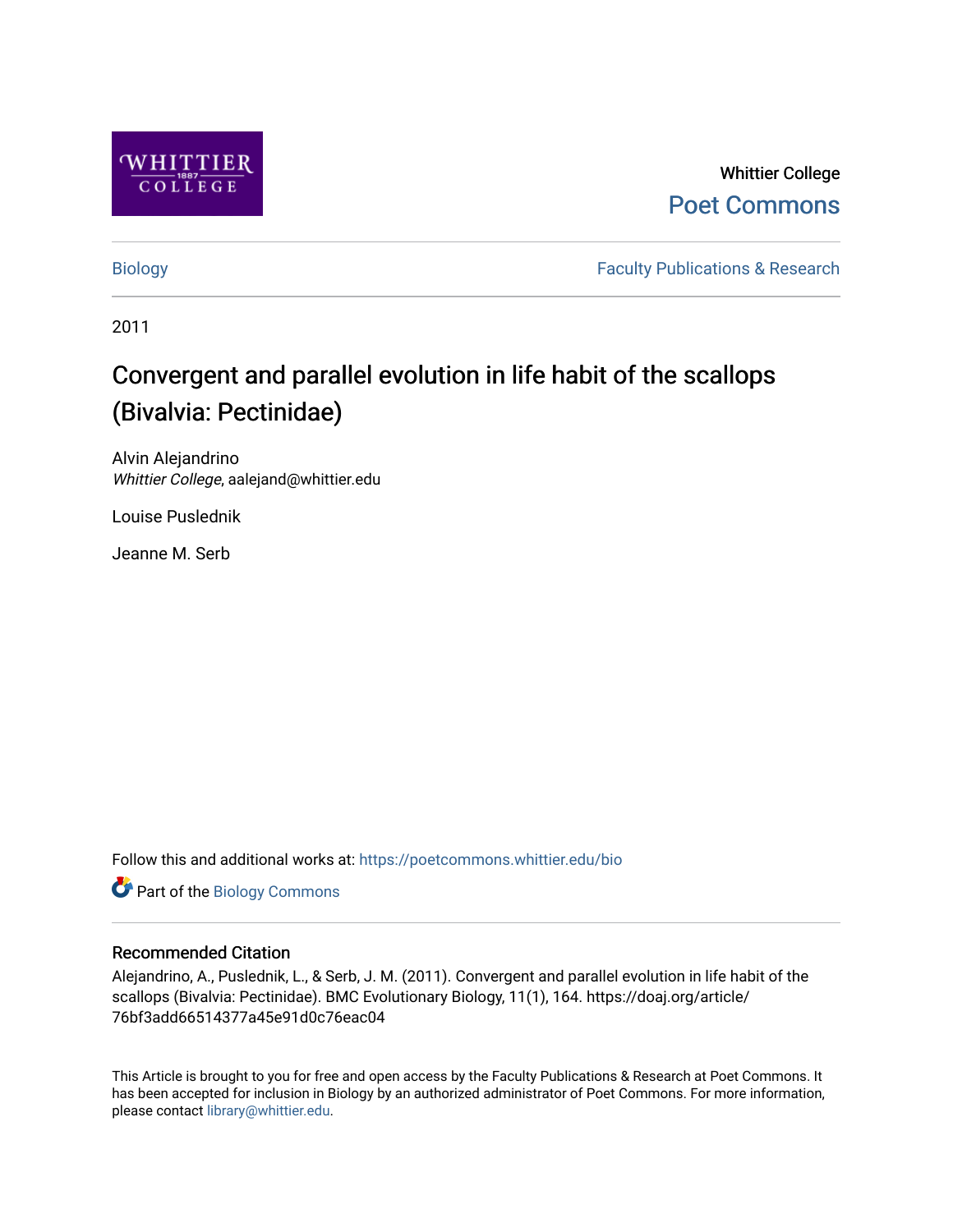Whittier College

Poet Commons

Biology

Faculty Publications & Research

2011

# Convergent and parallel evolution in life habit of the scallops (Bivalvia: Pectinidae)

Alvin Alejandrino
*Whittier College*, aalejand@whittier.edu

Louise Puslednik

Jeanne M. Serb

Follow this and additional works at: https://poetcommons.whittier.edu/bio

Part of the Biology Commons

## Recommended Citation

Alejandrino, A., Puslednik, L., & Serb, J. M. (2011). Convergent and parallel evolution in life habit of the scallops (Bivalvia: Pectinidae). BMC Evolutionary Biology, 11(1), 164. https://doaj.org/article/76bf3add66514377a45e91d0c76eac04

This Article is brought to you for free and open access by the Faculty Publications & Research at Poet Commons. It has been accepted for inclusion in Biology by an authorized administrator of Poet Commons. For more information, please contact library@whittier.edu.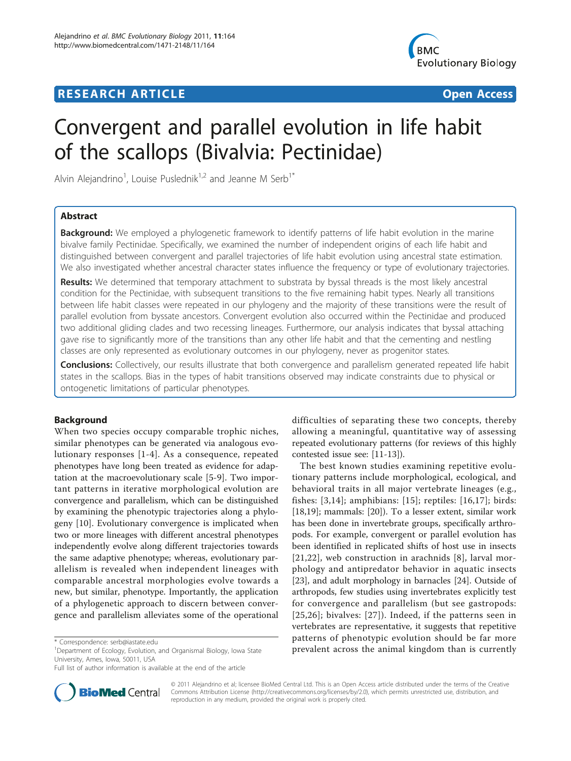# Convergent and parallel evolution in life habit of the scallops (Bivalvia: Pectinidae)

Alvin Alejandrino[1], Louise Puslednik[1,2] and Jeanne M Serb[1*]

## Abstract

**Background:** We employed a phylogenetic framework to identify patterns of life habit evolution in the marine bivalve family Pectinidae. Specifically, we examined the number of independent origins of each life habit and distinguished between convergent and parallel trajectories of life habit evolution using ancestral state estimation. We also investigated whether ancestral character states influence the frequency or type of evolutionary trajectories.

**Results:** We determined that temporary attachment to substrata by byssal threads is the most likely ancestral condition for the Pectinidae, with subsequent transitions to the five remaining habit types. Nearly all transitions between life habit classes were repeated in our phylogeny and the majority of these transitions were the result of parallel evolution from byssate ancestors. Convergent evolution also occurred within the Pectinidae and produced two additional gliding clades and two recessing lineages. Furthermore, our analysis indicates that byssal attaching gave rise to significantly more of the transitions than any other life habit and that the cementing and nestling classes are only represented as evolutionary outcomes in our phylogeny, never as progenitor states.

**Conclusions:** Collectively, our results illustrate that both convergence and parallelism generated repeated life habit states in the scallops. Bias in the types of habit transitions observed may indicate constraints due to physical or ontogenetic limitations of particular phenotypes.

## Background

When two species occupy comparable trophic niches, similar phenotypes can be generated via analogous evolutionary responses [1-4]. As a consequence, repeated phenotypes have long been treated as evidence for adaptation at the macroevolutionary scale [5-9]. Two important patterns in iterative morphological evolution are convergence and parallelism, which can be distinguished by examining the phenotypic trajectories along a phylogeny [10]. Evolutionary convergence is implicated when two or more lineages with different ancestral phenotypes independently evolve along different trajectories towards the same adaptive phenotype; whereas, evolutionary parallelism is revealed when independent lineages with comparable ancestral morphologies evolve towards a new, but similar, phenotype. Importantly, the application of a phylogenetic approach to discern between convergence and parallelism alleviates some of the operational difficulties of separating these two concepts, thereby allowing a meaningful, quantitative way of assessing repeated evolutionary patterns (for reviews of this highly contested issue see: [11-13]).

The best known studies examining repetitive evolutionary patterns include morphological, ecological, and behavioral traits in all major vertebrate lineages (e.g., fishes: [3,14]; amphibians: [15]; reptiles: [16,17]; birds: [18,19]; mammals: [20]). To a lesser extent, similar work has been done in invertebrate groups, specifically arthropods. For example, convergent or parallel evolution has been identified in replicated shifts of host use in insects [21,22], web construction in arachnids [8], larval morphology and antipredator behavior in aquatic insects [23], and adult morphology in barnacles [24]. Outside of arthropods, few studies using invertebrates explicitly test for convergence and parallelism (but see gastropods: [25,26]; bivalves: [27]). Indeed, if the patterns seen in vertebrates are representative, it suggests that repetitive patterns of phenotypic evolution should be far more prevalent across the animal kingdom than is currently

\* Correspondence: serb@iastate.edu
[1]Department of Ecology, Evolution, and Organismal Biology, Iowa State University, Ames, Iowa, 50011, USA
Full list of author information is available at the end of the article

© 2011 Alejandrino et al; licensee BioMed Central Ltd. This is an Open Access article distributed under the terms of the Creative Commons Attribution License (http://creativecommons.org/licenses/by/2.0), which permits unrestricted use, distribution, and reproduction in any medium, provided the original work is properly cited.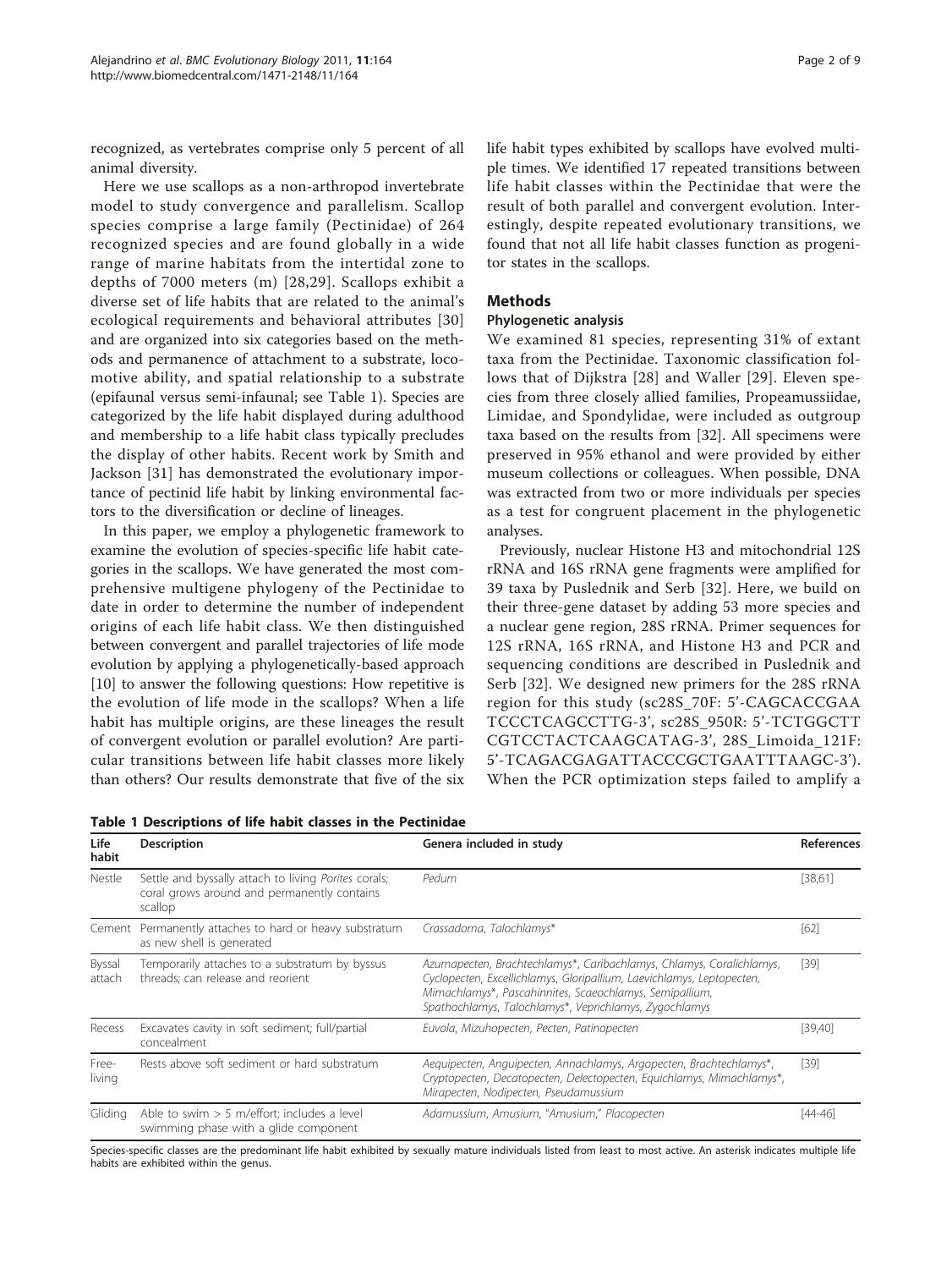recognized, as vertebrates comprise only 5 percent of all animal diversity.

Here we use scallops as a non-arthropod invertebrate model to study convergence and parallelism. Scallop species comprise a large family (Pectinidae) of 264 recognized species and are found globally in a wide range of marine habitats from the intertidal zone to depths of 7000 meters (m) [28,29]. Scallops exhibit a diverse set of life habits that are related to the animal's ecological requirements and behavioral attributes [30] and are organized into six categories based on the methods and permanence of attachment to a substrate, locomotive ability, and spatial relationship to a substrate (epifaunal versus semi-infaunal; see Table 1). Species are categorized by the life habit displayed during adulthood and membership to a life habit class typically precludes the display of other habits. Recent work by Smith and Jackson [31] has demonstrated the evolutionary importance of pectinid life habit by linking environmental factors to the diversification or decline of lineages.

In this paper, we employ a phylogenetic framework to examine the evolution of species-specific life habit categories in the scallops. We have generated the most comprehensive multigene phylogeny of the Pectinidae to date in order to determine the number of independent origins of each life habit class. We then distinguished between convergent and parallel trajectories of life mode evolution by applying a phylogenetically-based approach [10] to answer the following questions: How repetitive is the evolution of life mode in the scallops? When a life habit has multiple origins, are these lineages the result of convergent evolution or parallel evolution? Are particular transitions between life habit classes more likely than others? Our results demonstrate that five of the six life habit types exhibited by scallops have evolved multiple times. We identified 17 repeated transitions between life habit classes within the Pectinidae that were the result of both parallel and convergent evolution. Interestingly, despite repeated evolutionary transitions, we found that not all life habit classes function as progenitor states in the scallops.

## Methods

### Phylogenetic analysis

We examined 81 species, representing 31% of extant taxa from the Pectinidae. Taxonomic classification follows that of Dijkstra [28] and Waller [29]. Eleven species from three closely allied families, Propeamussiidae, Limidae, and Spondylidae, were included as outgroup taxa based on the results from [32]. All specimens were preserved in 95% ethanol and were provided by either museum collections or colleagues. When possible, DNA was extracted from two or more individuals per species as a test for congruent placement in the phylogenetic analyses.

Previously, nuclear Histone H3 and mitochondrial 12S rRNA and 16S rRNA gene fragments were amplified for 39 taxa by Puslednik and Serb [32]. Here, we build on their three-gene dataset by adding 53 more species and a nuclear gene region, 28S rRNA. Primer sequences for 12S rRNA, 16S rRNA, and Histone H3 and PCR and sequencing conditions are described in Puslednik and Serb [32]. We designed new primers for the 28S rRNA region for this study (sc28S_70F: 5'-CAGCACCGAATCCCTCAGCCTTG-3', sc28S_950R: 5'-TCTGGCTTCGTCCTACTCAAGCATAG-3', 28S_Limoida_121F: 5'-TCAGACGAGATTACCCGCTGAATTTAAGC-3'). When the PCR optimization steps failed to amplify a

**Table 1 Descriptions of life habit classes in the Pectinidae**

| Life habit | Description | Genera included in study | References |
|---|---|---|---|
| Nestle | Settle and byssally attach to living *Porites* corals; coral grows around and permanently contains scallop | *Pedum* | [38,61] |
| Cement | Permanently attaches to hard or heavy substratum as new shell is generated | *Crassadoma, Talochlamys** | [62] |
| Byssal attach | Temporarily attaches to a substratum by byssus threads; can release and reorient | *Azumapecten, Brachtechlamys*, Caribachlamys, Chlamys, Coralichlamys, Cyclopecten, Excellichlamys, Gloripallium, Laevichlamys, Leptopecten, Mimachlamys*, Pascahinnites, Scaeochlamys, Semipallium, Spathochlamys, Talochlamys*, Veprichlamys, Zygochlamys* | [39] |
| Recess | Excavates cavity in soft sediment; full/partial concealment | *Euvola, Mizuhopecten, Pecten, Patinopecten* | [39,40] |
| Free-living | Rests above soft sediment or hard substratum | *Aequipecten, Anguipecten, Annachlamys, Argopecten, Brachtechlamys*, Cryptopecten, Decatopecten, Delectopecten, Equichlamys, Mimachlamys*, Mirapecten, Nodipecten, Pseudamussium* | [39] |
| Gliding | Able to swim > 5 m/effort; includes a level swimming phase with a glide component | *Adamussium, Amusium, "Amusium," Placopecten* | [44-46] |

Species-specific classes are the predominant life habit exhibited by sexually mature individuals listed from least to most active. An asterisk indicates multiple life habits are exhibited within the genus.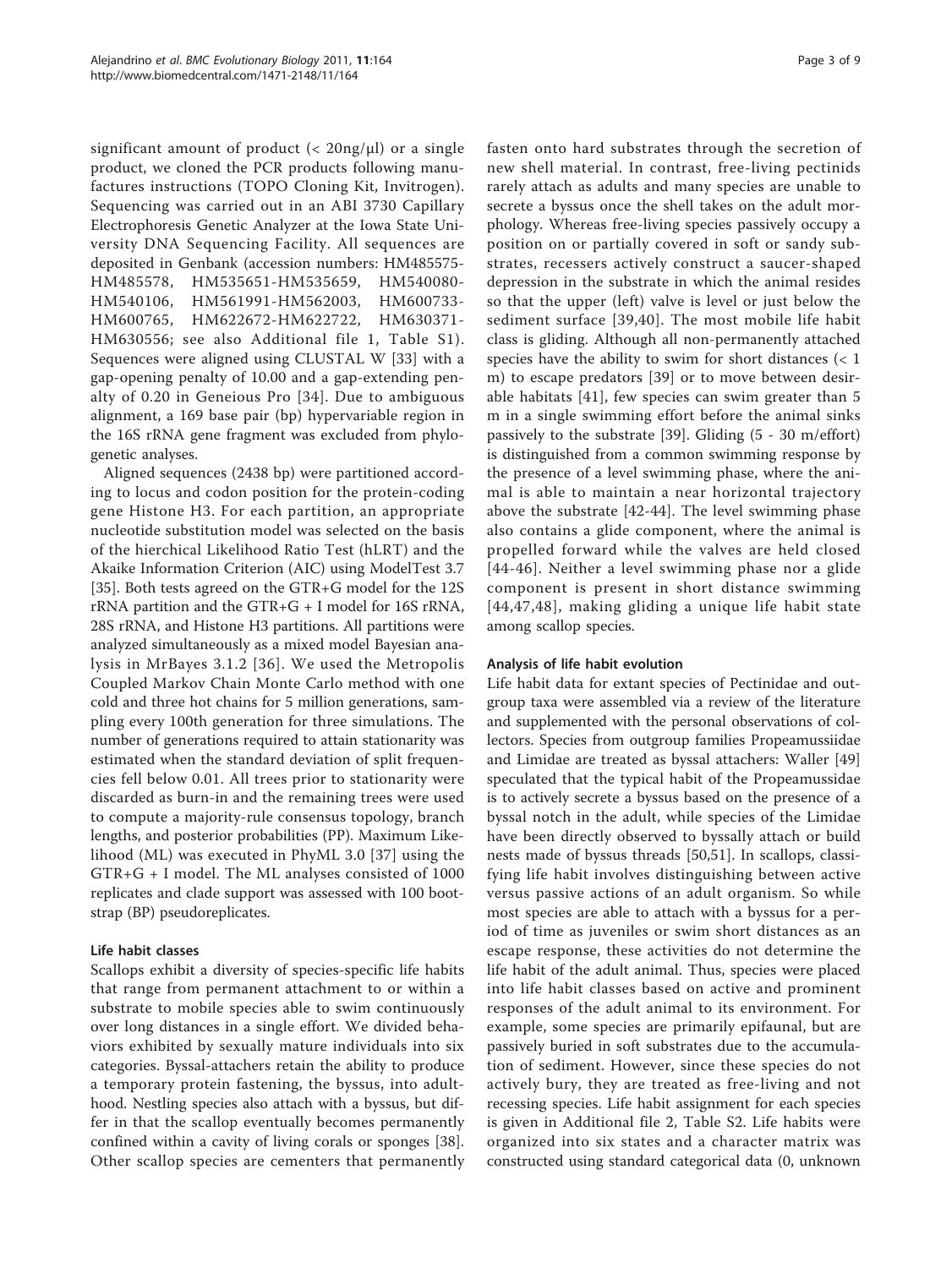significant amount of product (< 20ng/μl) or a single product, we cloned the PCR products following manufactures instructions (TOPO Cloning Kit, Invitrogen). Sequencing was carried out in an ABI 3730 Capillary Electrophoresis Genetic Analyzer at the Iowa State University DNA Sequencing Facility. All sequences are deposited in Genbank (accession numbers: HM485575-HM485578, HM535651-HM535659, HM540080-HM540106, HM561991-HM562003, HM600733-HM600765, HM622672-HM622722, HM630371-HM630556; see also Additional file 1, Table S1). Sequences were aligned using CLUSTAL W [33] with a gap-opening penalty of 10.00 and a gap-extending penalty of 0.20 in Geneious Pro [34]. Due to ambiguous alignment, a 169 base pair (bp) hypervariable region in the 16S rRNA gene fragment was excluded from phylogenetic analyses.

Aligned sequences (2438 bp) were partitioned according to locus and codon position for the protein-coding gene Histone H3. For each partition, an appropriate nucleotide substitution model was selected on the basis of the hierchical Likelihood Ratio Test (hLRT) and the Akaike Information Criterion (AIC) using ModelTest 3.7 [35]. Both tests agreed on the GTR+G model for the 12S rRNA partition and the GTR+G + I model for 16S rRNA, 28S rRNA, and Histone H3 partitions. All partitions were analyzed simultaneously as a mixed model Bayesian analysis in MrBayes 3.1.2 [36]. We used the Metropolis Coupled Markov Chain Monte Carlo method with one cold and three hot chains for 5 million generations, sampling every 100th generation for three simulations. The number of generations required to attain stationarity was estimated when the standard deviation of split frequencies fell below 0.01. All trees prior to stationarity were discarded as burn-in and the remaining trees were used to compute a majority-rule consensus topology, branch lengths, and posterior probabilities (PP). Maximum Likelihood (ML) was executed in PhyML 3.0 [37] using the GTR+G + I model. The ML analyses consisted of 1000 replicates and clade support was assessed with 100 bootstrap (BP) pseudoreplicates.

### Life habit classes

Scallops exhibit a diversity of species-specific life habits that range from permanent attachment to or within a substrate to mobile species able to swim continuously over long distances in a single effort. We divided behaviors exhibited by sexually mature individuals into six categories. Byssal-attachers retain the ability to produce a temporary protein fastening, the byssus, into adulthood. Nestling species also attach with a byssus, but differ in that the scallop eventually becomes permanently confined within a cavity of living corals or sponges [38]. Other scallop species are cementers that permanently fasten onto hard substrates through the secretion of new shell material. In contrast, free-living pectinids rarely attach as adults and many species are unable to secrete a byssus once the shell takes on the adult morphology. Whereas free-living species passively occupy a position on or partially covered in soft or sandy substrates, recessers actively construct a saucer-shaped depression in the substrate in which the animal resides so that the upper (left) valve is level or just below the sediment surface [39,40]. The most mobile life habit class is gliding. Although all non-permanently attached species have the ability to swim for short distances (< 1 m) to escape predators [39] or to move between desirable habitats [41], few species can swim greater than 5 m in a single swimming effort before the animal sinks passively to the substrate [39]. Gliding (5 - 30 m/effort) is distinguished from a common swimming response by the presence of a level swimming phase, where the animal is able to maintain a near horizontal trajectory above the substrate [42-44]. The level swimming phase also contains a glide component, where the animal is propelled forward while the valves are held closed [44-46]. Neither a level swimming phase nor a glide component is present in short distance swimming [44,47,48], making gliding a unique life habit state among scallop species.

### Analysis of life habit evolution

Life habit data for extant species of Pectinidae and outgroup taxa were assembled via a review of the literature and supplemented with the personal observations of collectors. Species from outgroup families Propeamussiidae and Limidae are treated as byssal attachers: Waller [49] speculated that the typical habit of the Propeamussidae is to actively secrete a byssus based on the presence of a byssal notch in the adult, while species of the Limidae have been directly observed to byssally attach or build nests made of byssus threads [50,51]. In scallops, classifying life habit involves distinguishing between active versus passive actions of an adult organism. So while most species are able to attach with a byssus for a period of time as juveniles or swim short distances as an escape response, these activities do not determine the life habit of the adult animal. Thus, species were placed into life habit classes based on active and prominent responses of the adult animal to its environment. For example, some species are primarily epifaunal, but are passively buried in soft substrates due to the accumulation of sediment. However, since these species do not actively bury, they are treated as free-living and not recessing species. Life habit assignment for each species is given in Additional file 2, Table S2. Life habits were organized into six states and a character matrix was constructed using standard categorical data (0, unknown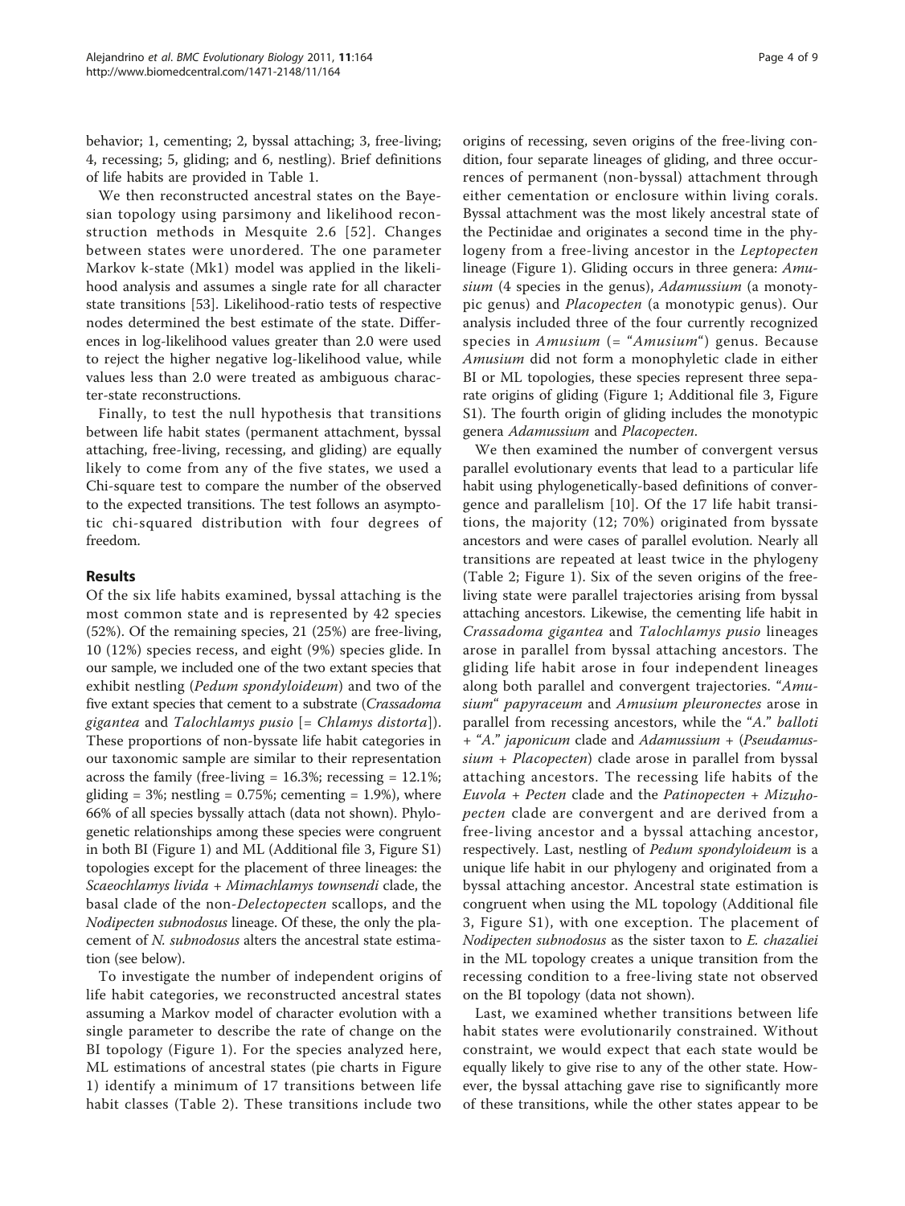behavior; 1, cementing; 2, byssal attaching; 3, free-living; 4, recessing; 5, gliding; and 6, nestling). Brief definitions of life habits are provided in Table 1.

We then reconstructed ancestral states on the Bayesian topology using parsimony and likelihood reconstruction methods in Mesquite 2.6 [52]. Changes between states were unordered. The one parameter Markov k-state (Mk1) model was applied in the likelihood analysis and assumes a single rate for all character state transitions [53]. Likelihood-ratio tests of respective nodes determined the best estimate of the state. Differences in log-likelihood values greater than 2.0 were used to reject the higher negative log-likelihood value, while values less than 2.0 were treated as ambiguous character-state reconstructions.

Finally, to test the null hypothesis that transitions between life habit states (permanent attachment, byssal attaching, free-living, recessing, and gliding) are equally likely to come from any of the five states, we used a Chi-square test to compare the number of the observed to the expected transitions. The test follows an asymptotic chi-squared distribution with four degrees of freedom.

## Results

Of the six life habits examined, byssal attaching is the most common state and is represented by 42 species (52%). Of the remaining species, 21 (25%) are free-living, 10 (12%) species recess, and eight (9%) species glide. In our sample, we included one of the two extant species that exhibit nestling (*Pedum spondyloideum*) and two of the five extant species that cement to a substrate (*Crassadoma gigantea* and *Talochlamys pusio* [= *Chlamys distorta*]). These proportions of non-byssate life habit categories in our taxonomic sample are similar to their representation across the family (free-living = 16.3%; recessing = 12.1%; gliding = 3%; nestling = 0.75%; cementing = 1.9%), where 66% of all species byssally attach (data not shown). Phylogenetic relationships among these species were congruent in both BI (Figure 1) and ML (Additional file 3, Figure S1) topologies except for the placement of three lineages: the *Scaeochlamys livida* + *Mimachlamys townsendi* clade, the basal clade of the non-*Delectopecten* scallops, and the *Nodipecten subnodosus* lineage. Of these, the only the placement of *N. subnodosus* alters the ancestral state estimation (see below).

To investigate the number of independent origins of life habit categories, we reconstructed ancestral states assuming a Markov model of character evolution with a single parameter to describe the rate of change on the BI topology (Figure 1). For the species analyzed here, ML estimations of ancestral states (pie charts in Figure 1) identify a minimum of 17 transitions between life habit classes (Table 2). These transitions include two origins of recessing, seven origins of the free-living condition, four separate lineages of gliding, and three occurrences of permanent (non-byssal) attachment through either cementation or enclosure within living corals. Byssal attachment was the most likely ancestral state of the Pectinidae and originates a second time in the phylogeny from a free-living ancestor in the *Leptopecten* lineage (Figure 1). Gliding occurs in three genera: *Amusium* (4 species in the genus), *Adamussium* (a monotypic genus) and *Placopecten* (a monotypic genus). Our analysis included three of the four currently recognized species in *Amusium* (= "*Amusium*") genus. Because *Amusium* did not form a monophyletic clade in either BI or ML topologies, these species represent three separate origins of gliding (Figure 1; Additional file 3, Figure S1). The fourth origin of gliding includes the monotypic genera *Adamussium* and *Placopecten*.

We then examined the number of convergent versus parallel evolutionary events that lead to a particular life habit using phylogenetically-based definitions of convergence and parallelism [10]. Of the 17 life habit transitions, the majority (12; 70%) originated from byssate ancestors and were cases of parallel evolution. Nearly all transitions are repeated at least twice in the phylogeny (Table 2; Figure 1). Six of the seven origins of the free-living state were parallel trajectories arising from byssal attaching ancestors. Likewise, the cementing life habit in *Crassadoma gigantea* and *Talochlamys pusio* lineages arose in parallel from byssal attaching ancestors. The gliding life habit arose in four independent lineages along both parallel and convergent trajectories. "*Amusium*" *papyraceum* and *Amusium pleuronectes* arose in parallel from recessing ancestors, while the "*A.*" *balloti* + "*A.*" *japonicum* clade and *Adamussium* + (*Pseudamussium* + *Placopecten*) clade arose in parallel from byssal attaching ancestors. The recessing life habits of the *Euvola* + *Pecten* clade and the *Patinopecten* + *Mizuhopecten* clade are convergent and are derived from a free-living ancestor and a byssal attaching ancestor, respectively. Last, nestling of *Pedum spondyloideum* is a unique life habit in our phylogeny and originated from a byssal attaching ancestor. Ancestral state estimation is congruent when using the ML topology (Additional file 3, Figure S1), with one exception. The placement of *Nodipecten subnodosus* as the sister taxon to *E. chazaliei* in the ML topology creates a unique transition from the recessing condition to a free-living state not observed on the BI topology (data not shown).

Last, we examined whether transitions between life habit states were evolutionarily constrained. Without constraint, we would expect that each state would be equally likely to give rise to any of the other state. However, the byssal attaching gave rise to significantly more of these transitions, while the other states appear to be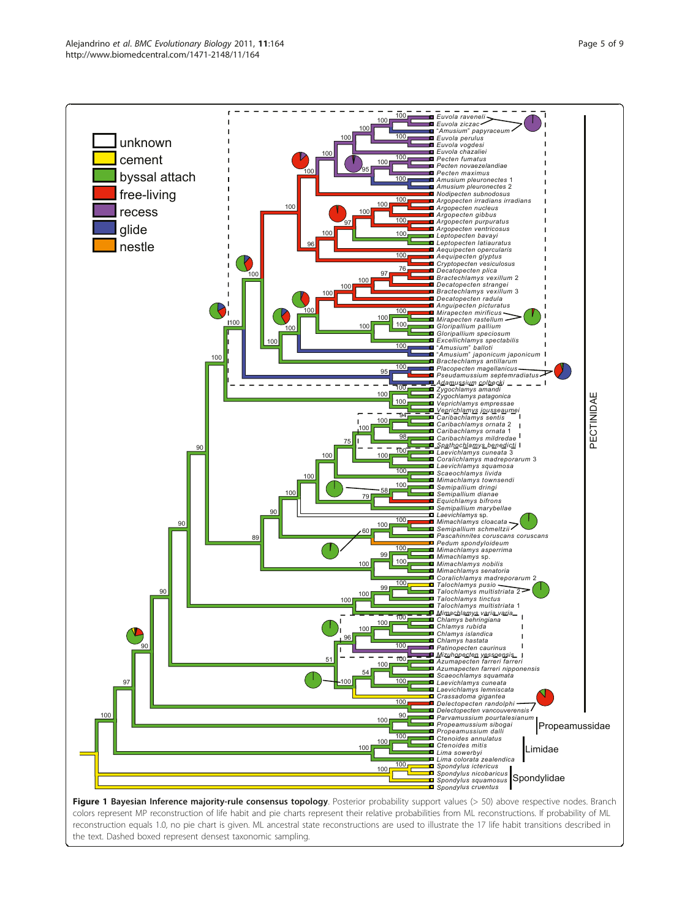**Figure 1 Bayesian Inference majority-rule consensus topology**. Posterior probability support values (> 50) above respective nodes. Branch colors represent MP reconstruction of life habit and pie charts represent their relative probabilities from ML reconstructions. If probability of ML reconstruction equals 1.0, no pie chart is given. ML ancestral state reconstructions are used to illustrate the 17 life habit transitions described in the text. Dashed boxed represent densest taxonomic sampling.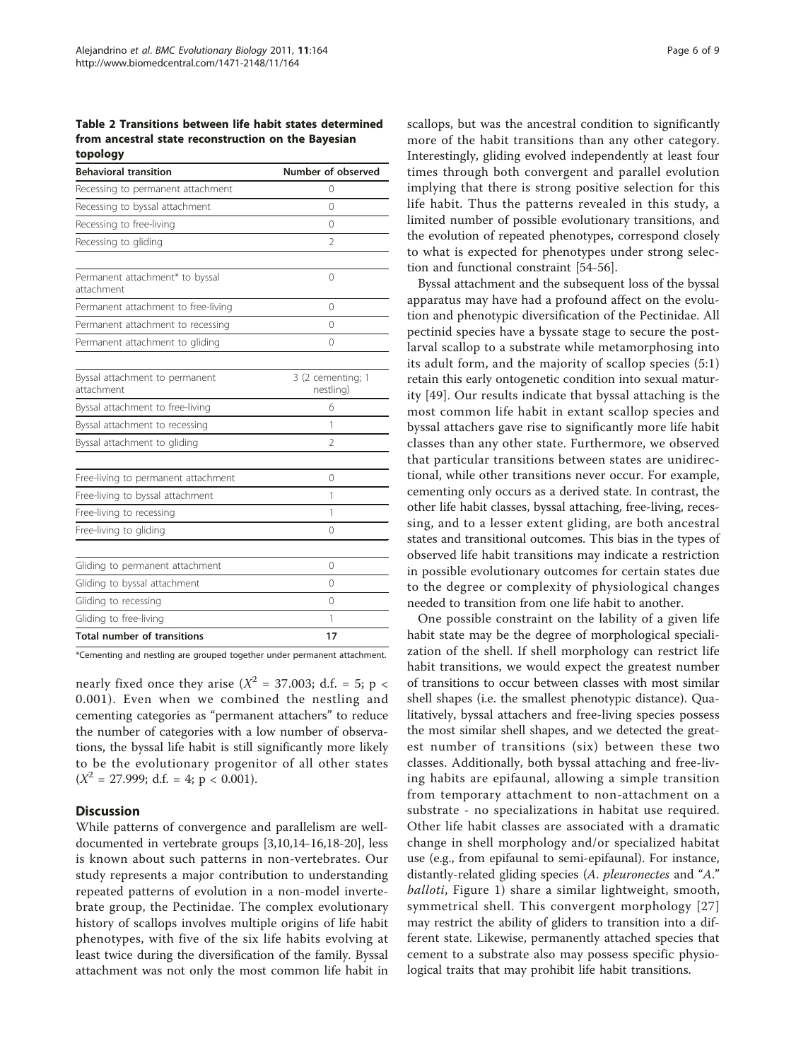**Table 2 Transitions between life habit states determined from ancestral state reconstruction on the Bayesian topology**

| Behavioral transition | Number of observed |
|---|---|
| Recessing to permanent attachment | 0 |
| Recessing to byssal attachment | 0 |
| Recessing to free-living | 0 |
| Recessing to gliding | 2 |
| | |
| Permanent attachment* to byssal attachment | 0 |
| Permanent attachment to free-living | 0 |
| Permanent attachment to recessing | 0 |
| Permanent attachment to gliding | 0 |
| | |
| Byssal attachment to permanent attachment | 3 (2 cementing; 1 nestling) |
| Byssal attachment to free-living | 6 |
| Byssal attachment to recessing | 1 |
| Byssal attachment to gliding | 2 |
| | |
| Free-living to permanent attachment | 0 |
| Free-living to byssal attachment | 1 |
| Free-living to recessing | 1 |
| Free-living to gliding | 0 |
| | |
| Gliding to permanent attachment | 0 |
| Gliding to byssal attachment | 0 |
| Gliding to recessing | 0 |
| Gliding to free-living | 1 |
| **Total number of transitions** | **17** |

*Cementing and nestling are grouped together under permanent attachment.

nearly fixed once they arise ($X^2$ = 37.003; d.f. = 5; $p < 0.001$). Even when we combined the nestling and cementing categories as "permanent attachers" to reduce the number of categories with a low number of observations, the byssal life habit is still significantly more likely to be the evolutionary progenitor of all other states ($X^2$ = 27.999; d.f. = 4; $p < 0.001$).

## Discussion

While patterns of convergence and parallelism are well-documented in vertebrate groups [3,10,14-16,18-20], less is known about such patterns in non-vertebrates. Our study represents a major contribution to understanding repeated patterns of evolution in a non-model invertebrate group, the Pectinidae. The complex evolutionary history of scallops involves multiple origins of life habit phenotypes, with five of the six life habits evolving at least twice during the diversification of the family. Byssal attachment was not only the most common life habit in scallops, but was the ancestral condition to significantly more of the habit transitions than any other category. Interestingly, gliding evolved independently at least four times through both convergent and parallel evolution implying that there is strong positive selection for this life habit. Thus the patterns revealed in this study, a limited number of possible evolutionary transitions, and the evolution of repeated phenotypes, correspond closely to what is expected for phenotypes under strong selection and functional constraint [54-56].

Byssal attachment and the subsequent loss of the byssal apparatus may have had a profound affect on the evolution and phenotypic diversification of the Pectinidae. All pectinid species have a byssate stage to secure the post-larval scallop to a substrate while metamorphosing into its adult form, and the majority of scallop species (5:1) retain this early ontogenetic condition into sexual maturity [49]. Our results indicate that byssal attaching is the most common life habit in extant scallop species and byssal attachers gave rise to significantly more life habit classes than any other state. Furthermore, we observed that particular transitions between states are unidirectional, while other transitions never occur. For example, cementing only occurs as a derived state. In contrast, the other life habit classes, byssal attaching, free-living, recessing, and to a lesser extent gliding, are both ancestral states and transitional outcomes. This bias in the types of observed life habit transitions may indicate a restriction in possible evolutionary outcomes for certain states due to the degree or complexity of physiological changes needed to transition from one life habit to another.

One possible constraint on the lability of a given life habit state may be the degree of morphological specialization of the shell. If shell morphology can restrict life habit transitions, we would expect the greatest number of transitions to occur between classes with most similar shell shapes (i.e. the smallest phenotypic distance). Qualitatively, byssal attachers and free-living species possess the most similar shell shapes, and we detected the greatest number of transitions (six) between these two classes. Additionally, both byssal attaching and free-living habits are epifaunal, allowing a simple transition from temporary attachment to non-attachment on a substrate - no specializations in habitat use required. Other life habit classes are associated with a dramatic change in shell morphology and/or specialized habitat use (e.g., from epifaunal to semi-epifaunal). For instance, distantly-related gliding species (*A. pleuronectes* and "*A.*" *balloti*, Figure 1) share a similar lightweight, smooth, symmetrical shell. This convergent morphology [27] may restrict the ability of gliders to transition into a different state. Likewise, permanently attached species that cement to a substrate also may possess specific physiological traits that may prohibit life habit transitions.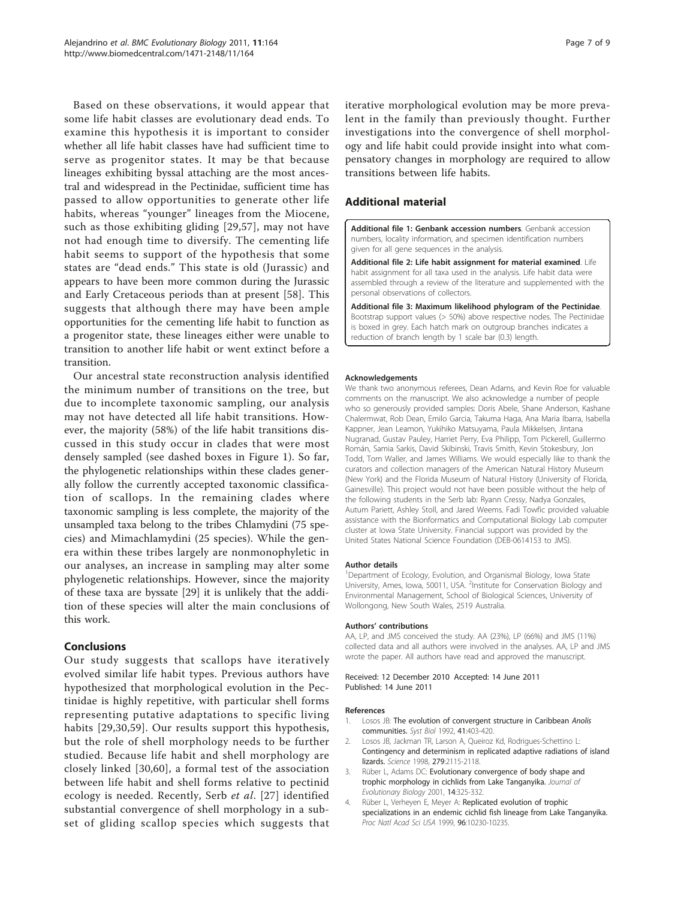Based on these observations, it would appear that some life habit classes are evolutionary dead ends. To examine this hypothesis it is important to consider whether all life habit classes have had sufficient time to serve as progenitor states. It may be that because lineages exhibiting byssal attaching are the most ancestral and widespread in the Pectinidae, sufficient time has passed to allow opportunities to generate other life habits, whereas "younger" lineages from the Miocene, such as those exhibiting gliding [29,57], may not have not had enough time to diversify. The cementing life habit seems to support of the hypothesis that some states are "dead ends." This state is old (Jurassic) and appears to have been more common during the Jurassic and Early Cretaceous periods than at present [58]. This suggests that although there may have been ample opportunities for the cementing life habit to function as a progenitor state, these lineages either were unable to transition to another life habit or went extinct before a transition.

Our ancestral state reconstruction analysis identified the minimum number of transitions on the tree, but due to incomplete taxonomic sampling, our analysis may not have detected all life habit transitions. However, the majority (58%) of the life habit transitions discussed in this study occur in clades that were most densely sampled (see dashed boxes in Figure 1). So far, the phylogenetic relationships within these clades generally follow the currently accepted taxonomic classification of scallops. In the remaining clades where taxonomic sampling is less complete, the majority of the unsampled taxa belong to the tribes Chlamydini (75 species) and Mimachlamydini (25 species). While the genera within these tribes largely are nonmonophyletic in our analyses, an increase in sampling may alter some phylogenetic relationships. However, since the majority of these taxa are byssate [29] it is unlikely that the addition of these species will alter the main conclusions of this work.

## Conclusions

Our study suggests that scallops have iteratively evolved similar life habit types. Previous authors have hypothesized that morphological evolution in the Pectinidae is highly repetitive, with particular shell forms representing putative adaptations to specific living habits [29,30,59]. Our results support this hypothesis, but the role of shell morphology needs to be further studied. Because life habit and shell morphology are closely linked [30,60], a formal test of the association between life habit and shell forms relative to pectinid ecology is needed. Recently, Serb *et al*. [27] identified substantial convergence of shell morphology in a subset of gliding scallop species which suggests that iterative morphological evolution may be more prevalent in the family than previously thought. Further investigations into the convergence of shell morphology and life habit could provide insight into what compensatory changes in morphology are required to allow transitions between life habits.

## Additional material

**Additional file 1: Genbank accession numbers**. Genbank accession numbers, locality information, and specimen identification numbers given for all gene sequences in the analysis.

**Additional file 2: Life habit assignment for material examined**. Life habit assignment for all taxa used in the analysis. Life habit data were assembled through a review of the literature and supplemented with the personal observations of collectors.

**Additional file 3: Maximum likelihood phylogram of the Pectinidae**. Bootstrap support values (> 50%) above respective nodes. The Pectinidae is boxed in grey. Each hatch mark on outgroup branches indicates a reduction of branch length by 1 scale bar (0.3) length.

#### Acknowledgements

We thank two anonymous referees, Dean Adams, and Kevin Roe for valuable comments on the manuscript. We also acknowledge a number of people who so generously provided samples: Doris Abele, Shane Anderson, Kashane Chalermwat, Rob Dean, Emilo Garcia, Takuma Haga, Ana Maria Ibarra, Isabella Kappner, Jean Leamon, Yukihiko Matsuyama, Paula Mikkelsen, Jintana Nugranad, Gustav Pauley, Harriet Perry, Eva Philipp, Tom Pickerell, Guillermo Román, Samia Sarkis, David Skibinski, Travis Smith, Kevin Stokesbury, Jon Todd, Tom Waller, and James Williams. We would especially like to thank the curators and collection managers of the American Natural History Museum (New York) and the Florida Museum of Natural History (University of Florida, Gainesville). This project would not have been possible without the help of the following students in the Serb lab: Ryann Cressy, Nadya Gonzales, Autum Pariett, Ashley Stoll, and Jared Weems. Fadi Towfic provided valuable assistance with the Bioinformatics and Computational Biology Lab computer cluster at Iowa State University. Financial support was provided by the United States National Science Foundation (DEB-0614153 to JMS).

#### Author details

[1]Department of Ecology, Evolution, and Organismal Biology, Iowa State University, Ames, Iowa, 50011, USA. [2]Institute for Conservation Biology and Environmental Management, School of Biological Sciences, University of Wollongong, New South Wales, 2519 Australia.

#### Authors' contributions

AA, LP, and JMS conceived the study. AA (23%), LP (66%) and JMS (11%) collected data and all authors were involved in the analyses. AA, LP and JMS wrote the paper. All authors have read and approved the manuscript.

Received: 12 December 2010 Accepted: 14 June 2011
Published: 14 June 2011

#### References

1. Losos JB: **The evolution of convergent structure in Caribbean *Anolis* communities.** *Syst Biol* 1992, **41**:403-420.
2. Losos JB, Jackman TR, Larson A, Queiroz Kd, Rodrigues-Schettino L: **Contingency and determinism in replicated adaptive radiations of island lizards.** *Science* 1998, **279**:2115-2118.
3. Rüber L, Adams DC: **Evolutionary convergence of body shape and trophic morphology in cichlids from Lake Tanganyika.** *Journal of Evolutionary Biology* 2001, **14**:325-332.
4. Rüber L, Verheyen E, Meyer A: **Replicated evolution of trophic specializations in an endemic cichlid fish lineage from Lake Tanganyika.** *Proc Natl Acad Sci USA* 1999, **96**:10230-10235.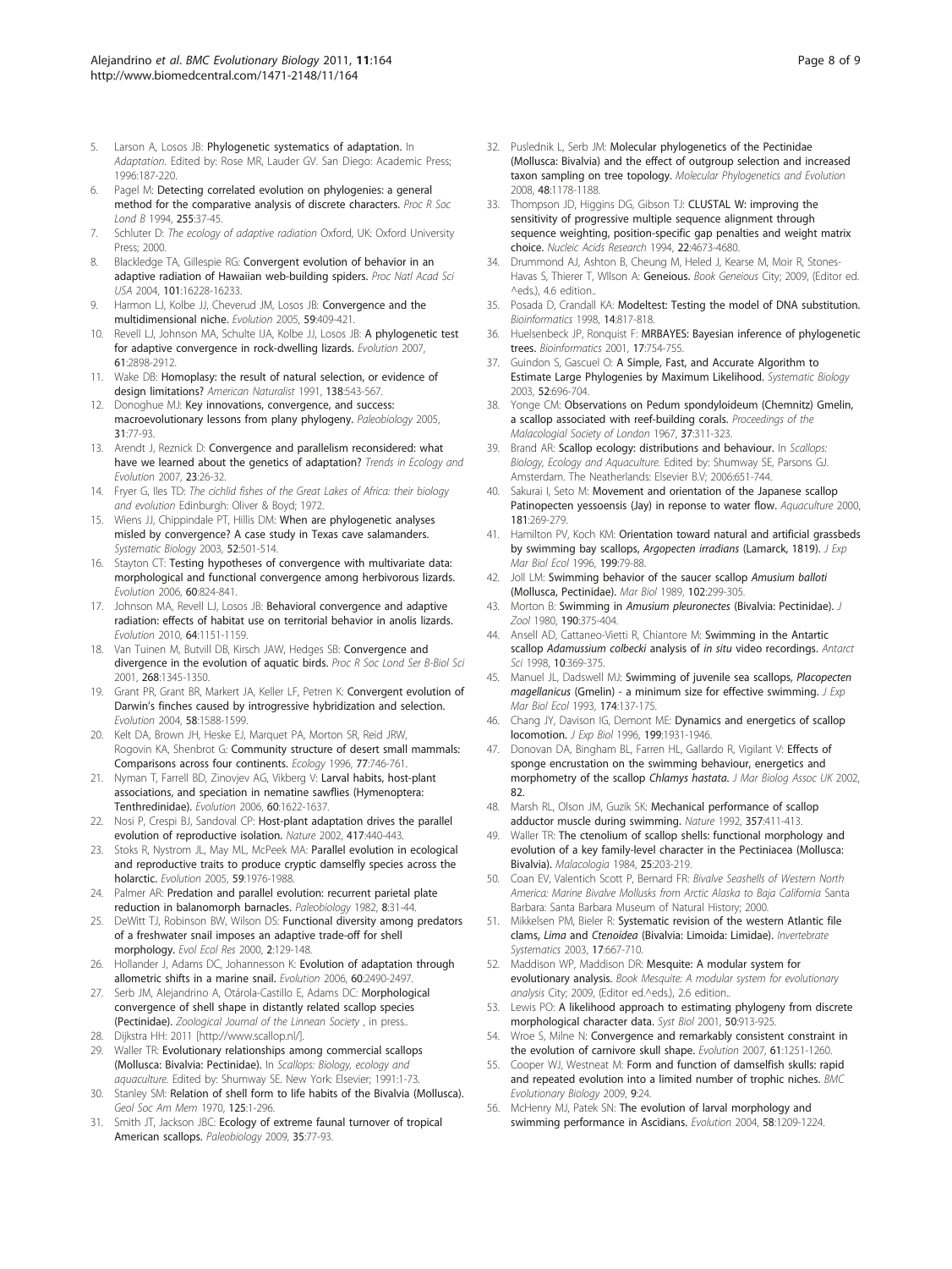5. Larson A, Losos JB: **Phylogenetic systematics of adaptation.** In *Adaptation.* Edited by: Rose MR, Lauder GV. San Diego: Academic Press; 1996:187-220.
6. Pagel M: **Detecting correlated evolution on phylogenies: a general method for the comparative analysis of discrete characters.** *Proc R Soc Lond B* 1994, **255**:37-45.
7. Schluter D: *The ecology of adaptive radiation* Oxford, UK: Oxford University Press; 2000.
8. Blackledge TA, Gillespie RG: **Convergent evolution of behavior in an adaptive radiation of Hawaiian web-building spiders.** *Proc Natl Acad Sci USA* 2004, **101**:16228-16233.
9. Harmon LJ, Kolbe JJ, Cheverud JM, Losos JB: **Convergence and the multidimensional niche.** *Evolution* 2005, **59**:409-421.
10. Revell LJ, Johnson MA, Schulte JJA, Kolbe JJ, Losos JB: **A phylogenetic test for adaptive convergence in rock-dwelling lizards.** *Evolution* 2007, **61**:2898-2912.
11. Wake DB: **Homoplasy: the result of natural selection, or evidence of design limitations?** *American Naturalist* 1991, **138**:543-567.
12. Donoghue MJ: **Key innovations, convergence, and success: macroevolutionary lessons from plany phylogeny.** *Paleobiology* 2005, **31**:77-93.
13. Arendt J, Reznick D: **Convergence and parallelism reconsidered: what have we learned about the genetics of adaptation?** *Trends in Ecology and Evolution* 2007, **23**:26-32.
14. Fryer G, Iles TD: *The cichlid fishes of the Great Lakes of Africa: their biology and evolution* Edinburgh: Oliver & Boyd; 1972.
15. Wiens JJ, Chippindale PT, Hillis DM: **When are phylogenetic analyses misled by convergence? A case study in Texas cave salamanders.** *Systematic Biology* 2003, **52**:501-514.
16. Stayton CT: **Testing hypotheses of convergence with multivariate data: morphological and functional convergence among herbivorous lizards.** *Evolution* 2006, **60**:824-841.
17. Johnson MA, Revell LJ, Losos JB: **Behavioral convergence and adaptive radiation: effects of habitat use on territorial behavior in anolis lizards.** *Evolution* 2010, **64**:1151-1159.
18. Van Tuinen M, Butvill DB, Kirsch JAW, Hedges SB: **Convergence and divergence in the evolution of aquatic birds.** *Proc R Soc Lond Ser B-Biol Sci* 2001, **268**:1345-1350.
19. Grant PR, Grant BR, Markert JA, Keller LF, Petren K: **Convergent evolution of Darwin's finches caused by introgressive hybridization and selection.** *Evolution* 2004, **58**:1588-1599.
20. Kelt DA, Brown JH, Heske EJ, Marquet PA, Morton SR, Reid JRW, Rogovin KA, Shenbrot G: **Community structure of desert small mammals: Comparisons across four continents.** *Ecology* 1996, **77**:746-761.
21. Nyman T, Farrell BD, Zinovjev AG, Vikberg V: **Larval habits, host-plant associations, and speciation in nematine sawflies (Hymenoptera: Tenthredinidae).** *Evolution* 2006, **60**:1622-1637.
22. Nosi P, Crespi BJ, Sandoval CP: **Host-plant adaptation drives the parallel evolution of reproductive isolation.** *Nature* 2002, **417**:440-443.
23. Stoks R, Nystrom JL, May ML, McPeek MA: **Parallel evolution in ecological and reproductive traits to produce cryptic damselfly species across the holarctic.** *Evolution* 2005, **59**:1976-1988.
24. Palmer AR: **Predation and parallel evolution: recurrent parietal plate reduction in balanomorph barnacles.** *Paleobiology* 1982, **8**:31-44.
25. DeWitt TJ, Robinson BW, Wilson DS: **Functional diversity among predators of a freshwater snail imposes an adaptive trade-off for shell morphology.** *Evol Ecol Res* 2000, **2**:129-148.
26. Hollander J, Adams DC, Johannesson K: **Evolution of adaptation through allometric shifts in a marine snail.** *Evolution* 2006, **60**:2490-2497.
27. Serb JM, Alejandrino A, Otárola-Castillo E, Adams DC: **Morphological convergence of shell shape in distantly related scallop species (Pectinidae).** *Zoological Journal of the Linnean Society* , in press..
28. Dijkstra HH: 2011 [http://www.scallop.nl/].
29. Waller TR: **Evolutionary relationships among commercial scallops (Mollusca: Bivalvia: Pectinidae).** In *Scallops: Biology, ecology and aquaculture.* Edited by: Shumway SE. New York: Elsevier; 1991:1-73.
30. Stanley SM: **Relation of shell form to life habits of the Bivalvia (Mollusca).** *Geol Soc Am Mem* 1970, **125**:1-296.
31. Smith JT, Jackson JBC: **Ecology of extreme faunal turnover of tropical American scallops.** *Paleobiology* 2009, **35**:77-93.
32. Puslednik L, Serb JM: **Molecular phylogenetics of the Pectinidae (Mollusca: Bivalvia) and the effect of outgroup selection and increased taxon sampling on tree topology.** *Molecular Phylogenetics and Evolution* 2008, **48**:1178-1188.
33. Thompson JD, Higgins DG, Gibson TJ: **CLUSTAL W: improving the sensitivity of progressive multiple sequence alignment through sequence weighting, position-specific gap penalties and weight matrix choice.** *Nucleic Acids Research* 1994, **22**:4673-4680.
34. Drummond AJ, Ashton B, Cheung M, Heled J, Kearse M, Moir R, Stones-Havas S, Thierer T, Wilson A: **Geneious.** *Book Geneious* City; 2009, (Editor ed. ^eds.), 4.6 edition..
35. Posada D, Crandall KA: **Modeltest: Testing the model of DNA substitution.** *Bioinformatics* 1998, **14**:817-818.
36. Huelsenbeck JP, Ronquist F: **MRBAYES: Bayesian inference of phylogenetic trees.** *Bioinformatics* 2001, **17**:754-755.
37. Guindon S, Gascuel O: **A Simple, Fast, and Accurate Algorithm to Estimate Large Phylogenies by Maximum Likelihood.** *Systematic Biology* 2003, **52**:696-704.
38. Yonge CM: **Observations on Pedum spondyloideum (Chemnitz) Gmelin, a scallop associated with reef-building corals.** *Proceedings of the Malacological Society of London* 1967, **37**:311-323.
39. Brand AR: **Scallop ecology: distributions and behaviour.** In *Scallops: Biology, Ecology and Aquaculture.* Edited by: Shumway SE, Parsons GJ. Amsterdam. The Netherlands: Elsevier B.V; 2006:651-744.
40. Sakurai I, Seto M: **Movement and orientation of the Japanese scallop Patinopecten yessoensis (Jay) in reponse to water flow.** *Aquaculture* 2000, **181**:269-279.
41. Hamilton PV, Koch KM: **Orientation toward natural and artificial grassbeds by swimming bay scallops, *Argopecten irradians* (Lamarck, 1819).** *J Exp Mar Biol Ecol* 1996, **199**:79-88.
42. Joll LM: **Swimming behavior of the saucer scallop *Amusium balloti* (Mollusca, Pectinidae).** *Mar Biol* 1989, **102**:299-305.
43. Morton B: **Swimming in *Amusium pleuronectes* (Bivalvia: Pectinidae).** *J Zool* 1980, **190**:375-404.
44. Ansell AD, Cattaneo-Vietti R, Chiantore M: **Swimming in the Antartic scallop *Adamussium colbecki* analysis of *in situ* video recordings.** *Antarct Sci* 1998, **10**:369-375.
45. Manuel JL, Dadswell MJ: **Swimming of juvenile sea scallops, *Placopecten magellanicus* (Gmelin) - a minimum size for effective swimming.** *J Exp Mar Biol Ecol* 1993, **174**:137-175.
46. Chang JY, Davison IG, Demont ME: **Dynamics and energetics of scallop locomotion.** *J Exp Biol* 1996, **199**:1931-1946.
47. Donovan DA, Bingham BL, Farren HL, Gallardo R, Vigilant V: **Effects of sponge encrustation on the swimming behaviour, energetics and morphometry of the scallop *Chlamys hastata*.** *J Mar Biolog Assoc UK* 2002, **82**.
48. Marsh RL, Olson JM, Guzik SK: **Mechanical performance of scallop adductor muscle during swimming.** *Nature* 1992, **357**:411-413.
49. Waller TR: **The ctenolium of scallop shells: functional morphology and evolution of a key family-level character in the Pectiniacea (Mollusca: Bivalvia).** *Malacologia* 1984, **25**:203-219.
50. Coan EV, Valentich Scott P, Bernard FR: *Bivalve Seashells of Western North America: Marine Bivalve Mollusks from Arctic Alaska to Baja California* Santa Barbara: Santa Barbara Museum of Natural History; 2000.
51. Mikkelsen PM, Bieler R: **Systematic revision of the western Atlantic file clams, *Lima* and *Ctenoidea* (Bivalvia: Limoida: Limidae).** *Invertebrate Systematics* 2003, **17**:667-710.
52. Maddison WP, Maddison DR: **Mesquite: A modular system for evolutionary analysis.** *Book Mesquite: A modular system for evolutionary analysis* City; 2009, (Editor ed.^eds.), 2.6 edition..
53. Lewis PO: **A likelihood approach to estimating phylogeny from discrete morphological character data.** *Syst Biol* 2001, **50**:913-925.
54. Wroe S, Milne N: **Convergence and remarkably consistent constraint in the evolution of carnivore skull shape.** *Evolution* 2007, **61**:1251-1260.
55. Cooper WJ, Westneat M: **Form and function of damselfish skulls: rapid and repeated evolution into a limited number of trophic niches.** *BMC Evolutionary Biology* 2009, **9**:24.
56. McHenry MJ, Patek SN: **The evolution of larval morphology and swimming performance in Ascidians.** *Evolution* 2004, **58**:1209-1224.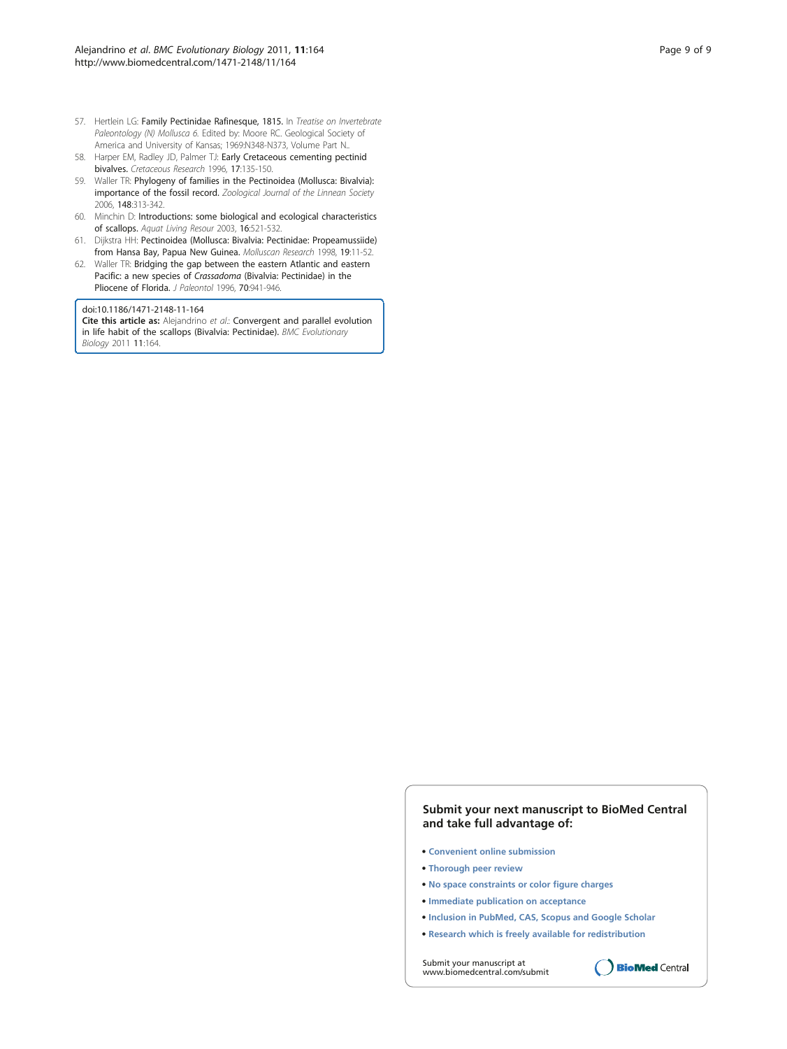57. Hertlein LG: **Family Pectinidae Rafinesque, 1815.** In *Treatise on Invertebrate Paleontology (N) Mollusca 6.* Edited by: Moore RC. Geological Society of America and University of Kansas; 1969:N348-N373, Volume Part N..
58. Harper EM, Radley JD, Palmer TJ: **Early Cretaceous cementing pectinid bivalves.** *Cretaceous Research* 1996, **17**:135-150.
59. Waller TR: **Phylogeny of families in the Pectinoidea (Mollusca: Bivalvia): importance of the fossil record.** *Zoological Journal of the Linnean Society* 2006, **148**:313-342.
60. Minchin D: **Introductions: some biological and ecological characteristics of scallops.** *Aquat Living Resour* 2003, **16**:521-532.
61. Dijkstra HH: **Pectinoidea (Mollusca: Bivalvia: Pectinidae: Propeamussiide) from Hansa Bay, Papua New Guinea.** *Molluscan Research* 1998, **19**:11-52.
62. Waller TR: **Bridging the gap between the eastern Atlantic and eastern Pacific: a new species of *Crassadoma* (Bivalvia: Pectinidae) in the Pliocene of Florida.** *J Paleontol* 1996, **70**:941-946.

doi:10.1186/1471-2148-11-164
**Cite this article as:** Alejandrino *et al.*: Convergent and parallel evolution in life habit of the scallops (Bivalvia: Pectinidae). *BMC Evolutionary Biology* 2011 **11**:164.

**Submit your next manuscript to BioMed Central and take full advantage of:**

- **Convenient online submission**
- **Thorough peer review**
- **No space constraints or color figure charges**
- **Immediate publication on acceptance**
- **Inclusion in PubMed, CAS, Scopus and Google Scholar**
- **Research which is freely available for redistribution**

Submit your manuscript at
www.biomedcentral.com/submit

BioMed Central